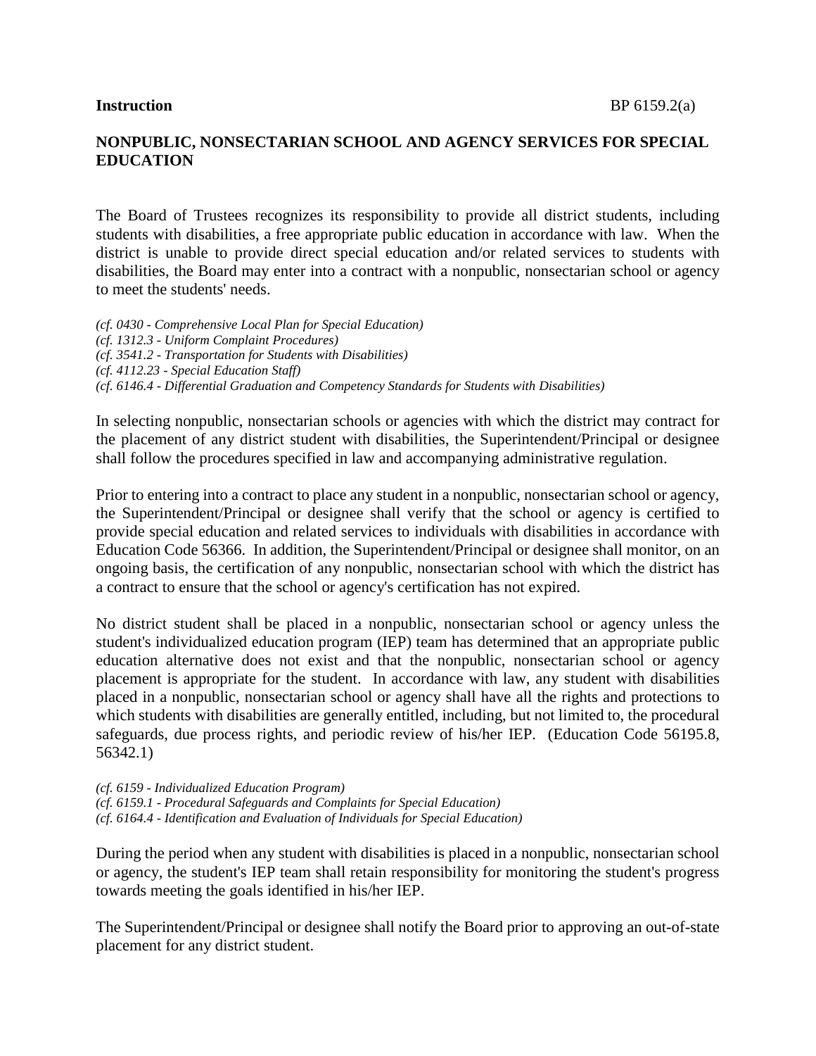**Instruction** BP 6159.2(a)

# NONPUBLIC, NONSECTARIAN SCHOOL AND AGENCY SERVICES FOR SPECIAL EDUCATION

The Board of Trustees recognizes its responsibility to provide all district students, including students with disabilities, a free appropriate public education in accordance with law. When the district is unable to provide direct special education and/or related services to students with disabilities, the Board may enter into a contract with a nonpublic, nonsectarian school or agency to meet the students' needs.

*(cf. 0430 - Comprehensive Local Plan for Special Education)*
*(cf. 1312.3 - Uniform Complaint Procedures)*
*(cf. 3541.2 - Transportation for Students with Disabilities)*
*(cf. 4112.23 - Special Education Staff)*
*(cf. 6146.4 - Differential Graduation and Competency Standards for Students with Disabilities)*

In selecting nonpublic, nonsectarian schools or agencies with which the district may contract for the placement of any district student with disabilities, the Superintendent/Principal or designee shall follow the procedures specified in law and accompanying administrative regulation.

Prior to entering into a contract to place any student in a nonpublic, nonsectarian school or agency, the Superintendent/Principal or designee shall verify that the school or agency is certified to provide special education and related services to individuals with disabilities in accordance with Education Code 56366. In addition, the Superintendent/Principal or designee shall monitor, on an ongoing basis, the certification of any nonpublic, nonsectarian school with which the district has a contract to ensure that the school or agency's certification has not expired.

No district student shall be placed in a nonpublic, nonsectarian school or agency unless the student's individualized education program (IEP) team has determined that an appropriate public education alternative does not exist and that the nonpublic, nonsectarian school or agency placement is appropriate for the student. In accordance with law, any student with disabilities placed in a nonpublic, nonsectarian school or agency shall have all the rights and protections to which students with disabilities are generally entitled, including, but not limited to, the procedural safeguards, due process rights, and periodic review of his/her IEP. (Education Code 56195.8, 56342.1)

*(cf. 6159 - Individualized Education Program)*
*(cf. 6159.1 - Procedural Safeguards and Complaints for Special Education)*
*(cf. 6164.4 - Identification and Evaluation of Individuals for Special Education)*

During the period when any student with disabilities is placed in a nonpublic, nonsectarian school or agency, the student's IEP team shall retain responsibility for monitoring the student's progress towards meeting the goals identified in his/her IEP.

The Superintendent/Principal or designee shall notify the Board prior to approving an out-of-state placement for any district student.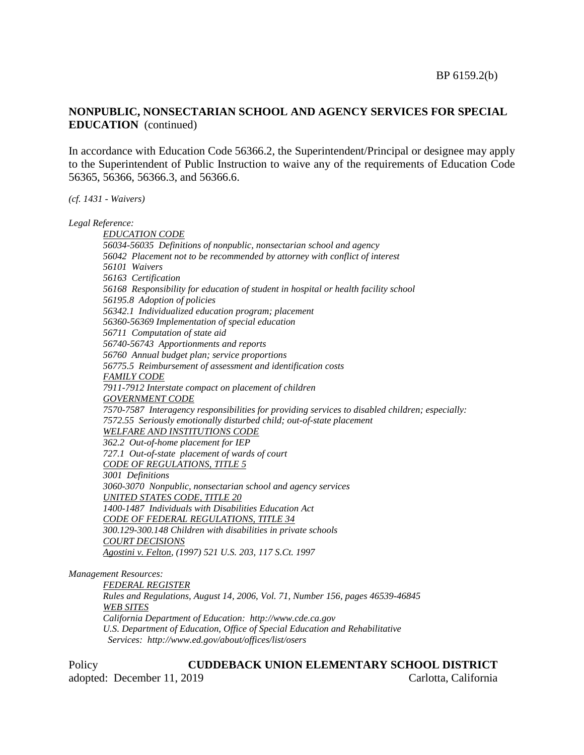## NONPUBLIC, NONSECTARIAN SCHOOL AND AGENCY SERVICES FOR SPECIAL EDUCATION (continued)

In accordance with Education Code 56366.2, the Superintendent/Principal or designee may apply to the Superintendent of Public Instruction to waive any of the requirements of Education Code 56365, 56366, 56366.3, and 56366.6.

*(cf. 1431 - Waivers)*

*Legal Reference:*

*EDUCATION CODE*
*56034-56035 Definitions of nonpublic, nonsectarian school and agency*
*56042 Placement not to be recommended by attorney with conflict of interest*
*56101 Waivers*
*56163 Certification*
*56168 Responsibility for education of student in hospital or health facility school*
*56195.8 Adoption of policies*
*56342.1 Individualized education program; placement*
*56360-56369 Implementation of special education*
*56711 Computation of state aid*
*56740-56743 Apportionments and reports*
*56760 Annual budget plan; service proportions*
*56775.5 Reimbursement of assessment and identification costs*
*FAMILY CODE*
*7911-7912 Interstate compact on placement of children*
*GOVERNMENT CODE*
*7570-7587 Interagency responsibilities for providing services to disabled children; especially:*
*7572.55 Seriously emotionally disturbed child; out-of-state placement*
*WELFARE AND INSTITUTIONS CODE*
*362.2 Out-of-home placement for IEP*
*727.1 Out-of-state placement of wards of court*
*CODE OF REGULATIONS, TITLE 5*
*3001 Definitions*
*3060-3070 Nonpublic, nonsectarian school and agency services*
*UNITED STATES CODE, TITLE 20*
*1400-1487 Individuals with Disabilities Education Act*
*CODE OF FEDERAL REGULATIONS, TITLE 34*
*300.129-300.148 Children with disabilities in private schools*
*COURT DECISIONS*
*Agostini v. Felton, (1997) 521 U.S. 203, 117 S.Ct. 1997*

*Management Resources:*

*FEDERAL REGISTER*
*Rules and Regulations, August 14, 2006, Vol. 71, Number 156, pages 46539-46845*
*WEB SITES*
*California Department of Education: http://www.cde.ca.gov*
*U.S. Department of Education, Office of Special Education and Rehabilitative Services: http://www.ed.gov/about/offices/list/osers*

Policy **CUDDEBACK UNION ELEMENTARY SCHOOL DISTRICT**
adopted: December 11, 2019 Carlotta, California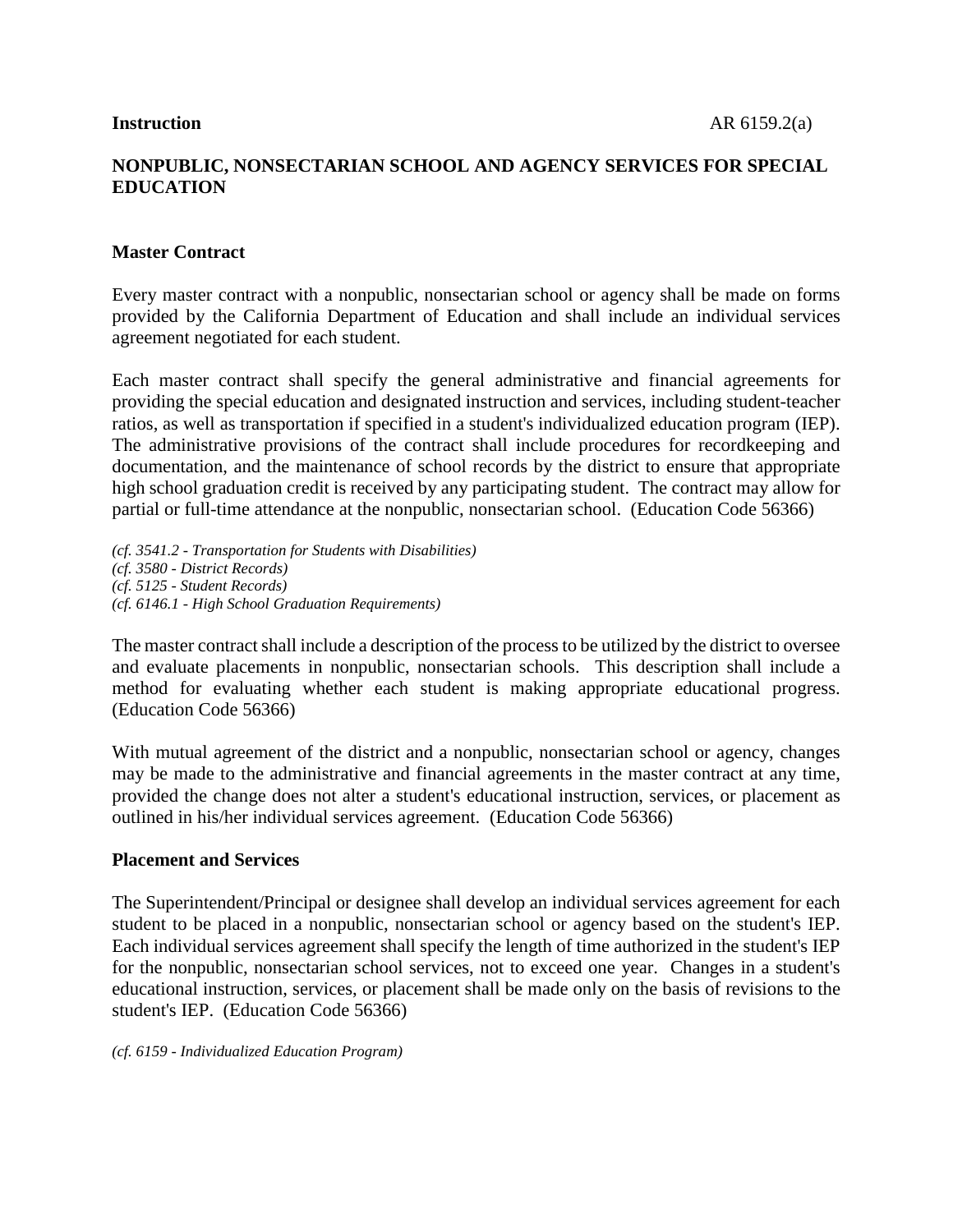# NONPUBLIC, NONSECTARIAN SCHOOL AND AGENCY SERVICES FOR SPECIAL EDUCATION

## Master Contract

Every master contract with a nonpublic, nonsectarian school or agency shall be made on forms provided by the California Department of Education and shall include an individual services agreement negotiated for each student.

Each master contract shall specify the general administrative and financial agreements for providing the special education and designated instruction and services, including student-teacher ratios, as well as transportation if specified in a student's individualized education program (IEP). The administrative provisions of the contract shall include procedures for recordkeeping and documentation, and the maintenance of school records by the district to ensure that appropriate high school graduation credit is received by any participating student. The contract may allow for partial or full-time attendance at the nonpublic, nonsectarian school. (Education Code 56366)

*(cf. 3541.2 - Transportation for Students with Disabilities)*
*(cf. 3580 - District Records)*
*(cf. 5125 - Student Records)*
*(cf. 6146.1 - High School Graduation Requirements)*

The master contract shall include a description of the process to be utilized by the district to oversee and evaluate placements in nonpublic, nonsectarian schools. This description shall include a method for evaluating whether each student is making appropriate educational progress. (Education Code 56366)

With mutual agreement of the district and a nonpublic, nonsectarian school or agency, changes may be made to the administrative and financial agreements in the master contract at any time, provided the change does not alter a student's educational instruction, services, or placement as outlined in his/her individual services agreement. (Education Code 56366)

## Placement and Services

The Superintendent/Principal or designee shall develop an individual services agreement for each student to be placed in a nonpublic, nonsectarian school or agency based on the student's IEP. Each individual services agreement shall specify the length of time authorized in the student's IEP for the nonpublic, nonsectarian school services, not to exceed one year. Changes in a student's educational instruction, services, or placement shall be made only on the basis of revisions to the student's IEP. (Education Code 56366)

*(cf. 6159 - Individualized Education Program)*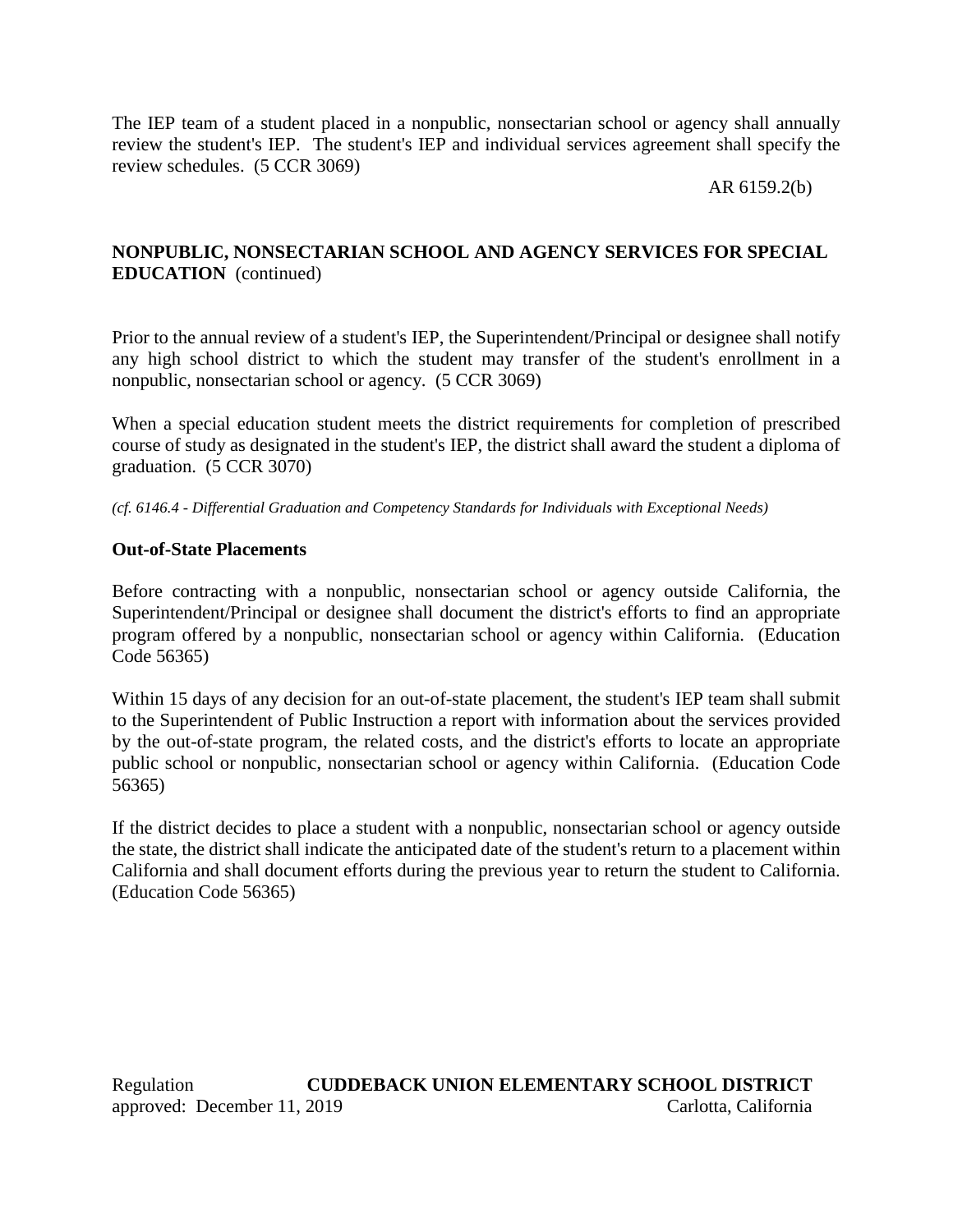The IEP team of a student placed in a nonpublic, nonsectarian school or agency shall annually review the student's IEP. The student's IEP and individual services agreement shall specify the review schedules. (5 CCR 3069)

Prior to the annual review of a student's IEP, the Superintendent/Principal or designee shall notify any high school district to which the student may transfer of the student's enrollment in a nonpublic, nonsectarian school or agency. (5 CCR 3069)

When a special education student meets the district requirements for completion of prescribed course of study as designated in the student's IEP, the district shall award the student a diploma of graduation. (5 CCR 3070)

*(cf. 6146.4 - Differential Graduation and Competency Standards for Individuals with Exceptional Needs)*

**Out-of-State Placements**

Before contracting with a nonpublic, nonsectarian school or agency outside California, the Superintendent/Principal or designee shall document the district's efforts to find an appropriate program offered by a nonpublic, nonsectarian school or agency within California. (Education Code 56365)

Within 15 days of any decision for an out-of-state placement, the student's IEP team shall submit to the Superintendent of Public Instruction a report with information about the services provided by the out-of-state program, the related costs, and the district's efforts to locate an appropriate public school or nonpublic, nonsectarian school or agency within California. (Education Code 56365)

If the district decides to place a student with a nonpublic, nonsectarian school or agency outside the state, the district shall indicate the anticipated date of the student's return to a placement within California and shall document efforts during the previous year to return the student to California. (Education Code 56365)

Regulation **CUDDEBACK UNION ELEMENTARY SCHOOL DISTRICT**
approved: December 11, 2019 Carlotta, California